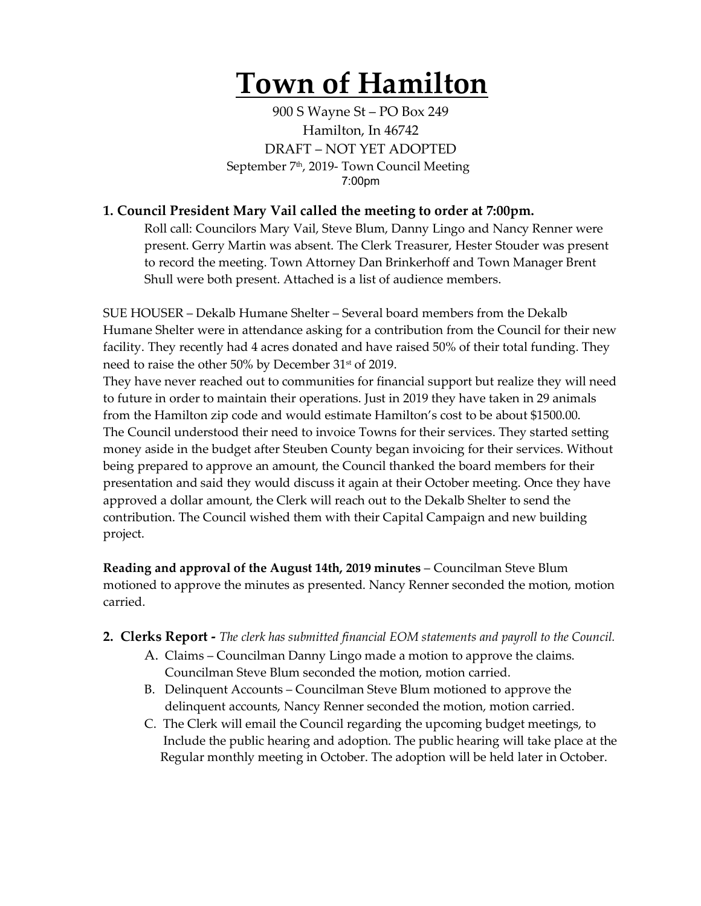# Town of Hamilton

900 S Wayne St – PO Box 249
Hamilton, In 46742
DRAFT – NOT YET ADOPTED
September 7th, 2019- Town Council Meeting
7:00pm

## 1. Council President Mary Vail called the meeting to order at 7:00pm.

Roll call: Councilors Mary Vail, Steve Blum, Danny Lingo and Nancy Renner were present. Gerry Martin was absent. The Clerk Treasurer, Hester Stouder was present to record the meeting. Town Attorney Dan Brinkerhoff and Town Manager Brent Shull were both present. Attached is a list of audience members.

SUE HOUSER – Dekalb Humane Shelter – Several board members from the Dekalb Humane Shelter were in attendance asking for a contribution from the Council for their new facility. They recently had 4 acres donated and have raised 50% of their total funding. They need to raise the other 50% by December 31st of 2019.

They have never reached out to communities for financial support but realize they will need to future in order to maintain their operations. Just in 2019 they have taken in 29 animals from the Hamilton zip code and would estimate Hamilton's cost to be about $1500.00.

The Council understood their need to invoice Towns for their services. They started setting money aside in the budget after Steuben County began invoicing for their services. Without being prepared to approve an amount, the Council thanked the board members for their presentation and said they would discuss it again at their October meeting. Once they have approved a dollar amount, the Clerk will reach out to the Dekalb Shelter to send the contribution. The Council wished them with their Capital Campaign and new building project.

**Reading and approval of the August 14th, 2019 minutes** – Councilman Steve Blum motioned to approve the minutes as presented. Nancy Renner seconded the motion, motion carried.

## 2. Clerks Report - *The clerk has submitted financial EOM statements and payroll to the Council.*

A. Claims – Councilman Danny Lingo made a motion to approve the claims. Councilman Steve Blum seconded the motion, motion carried.

B. Delinquent Accounts – Councilman Steve Blum motioned to approve the delinquent accounts, Nancy Renner seconded the motion, motion carried.

C. The Clerk will email the Council regarding the upcoming budget meetings, to Include the public hearing and adoption. The public hearing will take place at the Regular monthly meeting in October. The adoption will be held later in October.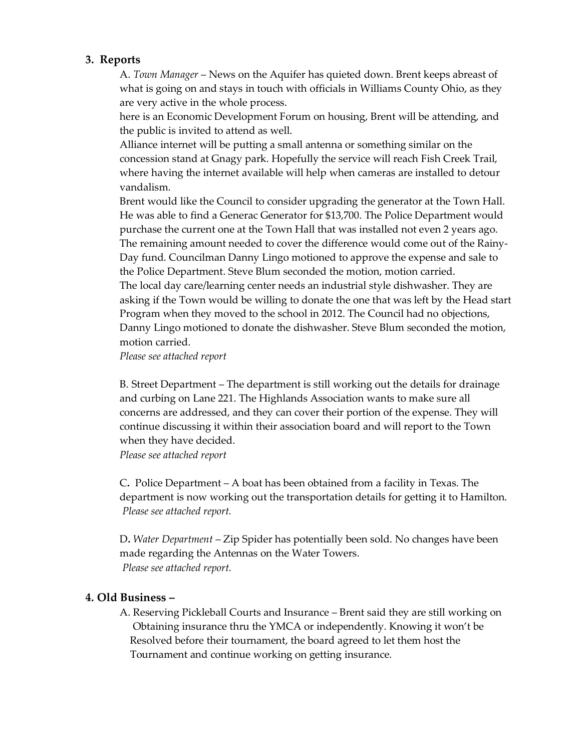## 3. Reports

A. *Town Manager* – News on the Aquifer has quieted down. Brent keeps abreast of what is going on and stays in touch with officials in Williams County Ohio, as they are very active in the whole process.

here is an Economic Development Forum on housing, Brent will be attending, and the public is invited to attend as well.

Alliance internet will be putting a small antenna or something similar on the concession stand at Gnagy park. Hopefully the service will reach Fish Creek Trail, where having the internet available will help when cameras are installed to detour vandalism.

Brent would like the Council to consider upgrading the generator at the Town Hall. He was able to find a Generac Generator for $13,700. The Police Department would purchase the current one at the Town Hall that was installed not even 2 years ago. The remaining amount needed to cover the difference would come out of the Rainy-Day fund. Councilman Danny Lingo motioned to approve the expense and sale to the Police Department. Steve Blum seconded the motion, motion carried.

The local day care/learning center needs an industrial style dishwasher. They are asking if the Town would be willing to donate the one that was left by the Head start Program when they moved to the school in 2012. The Council had no objections, Danny Lingo motioned to donate the dishwasher. Steve Blum seconded the motion, motion carried.

*Please see attached report*

B. Street Department – The department is still working out the details for drainage and curbing on Lane 221. The Highlands Association wants to make sure all concerns are addressed, and they can cover their portion of the expense. They will continue discussing it within their association board and will report to the Town when they have decided.

*Please see attached report*

C. Police Department – A boat has been obtained from a facility in Texas. The department is now working out the transportation details for getting it to Hamilton.

*Please see attached report.*

D. *Water Department* – Zip Spider has potentially been sold. No changes have been made regarding the Antennas on the Water Towers.

*Please see attached report.*

## 4. Old Business –

A. Reserving Pickleball Courts and Insurance – Brent said they are still working on Obtaining insurance thru the YMCA or independently. Knowing it won't be Resolved before their tournament, the board agreed to let them host the Tournament and continue working on getting insurance.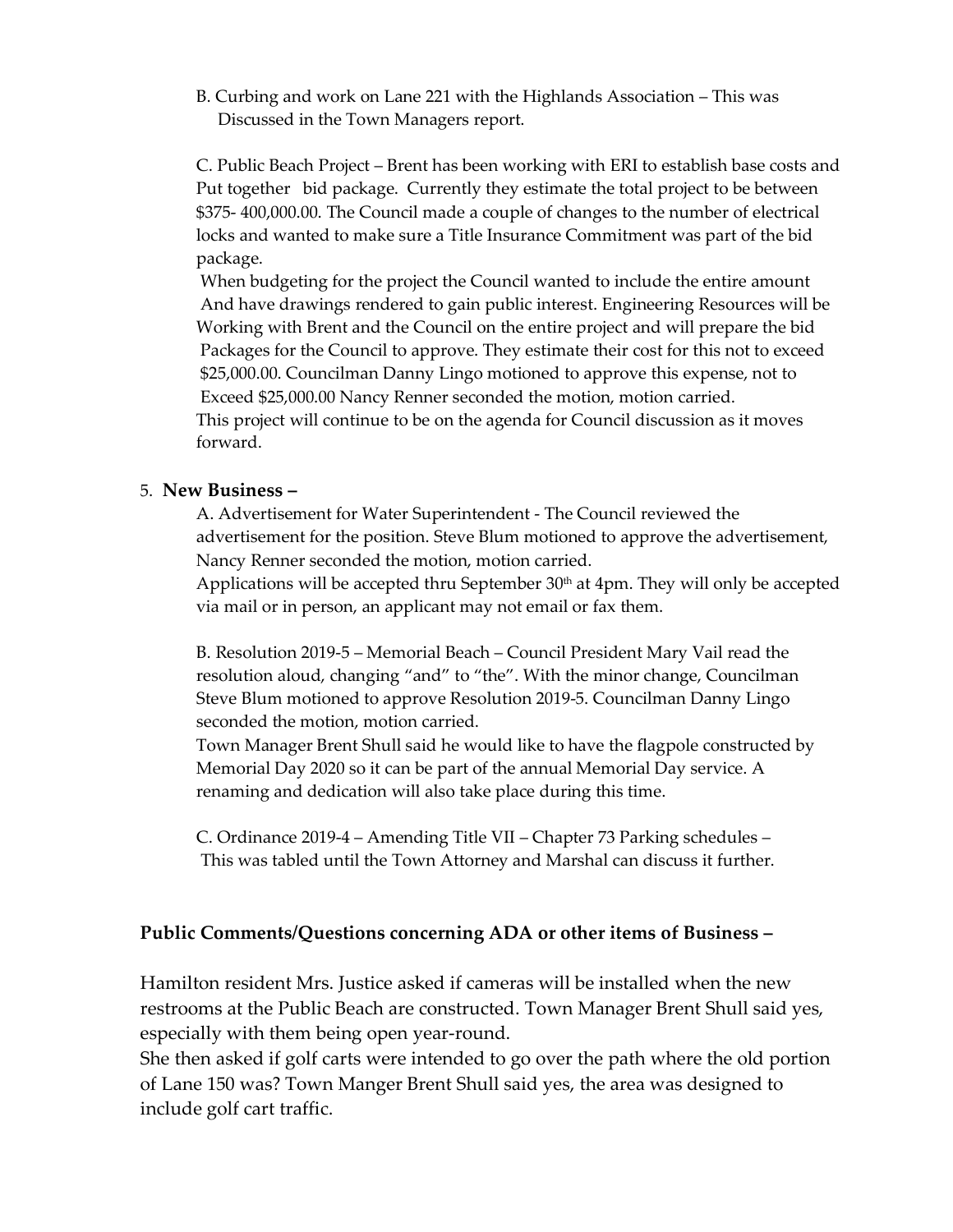B. Curbing and work on Lane 221 with the Highlands Association – This was Discussed in the Town Managers report.

C. Public Beach Project – Brent has been working with ERI to establish base costs and Put together bid package. Currently they estimate the total project to be between \$375- 400,000.00. The Council made a couple of changes to the number of electrical locks and wanted to make sure a Title Insurance Commitment was part of the bid package.
When budgeting for the project the Council wanted to include the entire amount And have drawings rendered to gain public interest. Engineering Resources will be Working with Brent and the Council on the entire project and will prepare the bid Packages for the Council to approve. They estimate their cost for this not to exceed \$25,000.00. Councilman Danny Lingo motioned to approve this expense, not to Exceed \$25,000.00 Nancy Renner seconded the motion, motion carried.
This project will continue to be on the agenda for Council discussion as it moves forward.

5. **New Business –**

A. Advertisement for Water Superintendent - The Council reviewed the advertisement for the position. Steve Blum motioned to approve the advertisement, Nancy Renner seconded the motion, motion carried.
Applications will be accepted thru September 30th at 4pm. They will only be accepted via mail or in person, an applicant may not email or fax them.

B. Resolution 2019-5 – Memorial Beach – Council President Mary Vail read the resolution aloud, changing "and" to "the". With the minor change, Councilman Steve Blum motioned to approve Resolution 2019-5. Councilman Danny Lingo seconded the motion, motion carried.
Town Manager Brent Shull said he would like to have the flagpole constructed by Memorial Day 2020 so it can be part of the annual Memorial Day service. A renaming and dedication will also take place during this time.

C. Ordinance 2019-4 – Amending Title VII – Chapter 73 Parking schedules – This was tabled until the Town Attorney and Marshal can discuss it further.

**Public Comments/Questions concerning ADA or other items of Business –**

Hamilton resident Mrs. Justice asked if cameras will be installed when the new restrooms at the Public Beach are constructed. Town Manager Brent Shull said yes, especially with them being open year-round.
She then asked if golf carts were intended to go over the path where the old portion of Lane 150 was? Town Manger Brent Shull said yes, the area was designed to include golf cart traffic.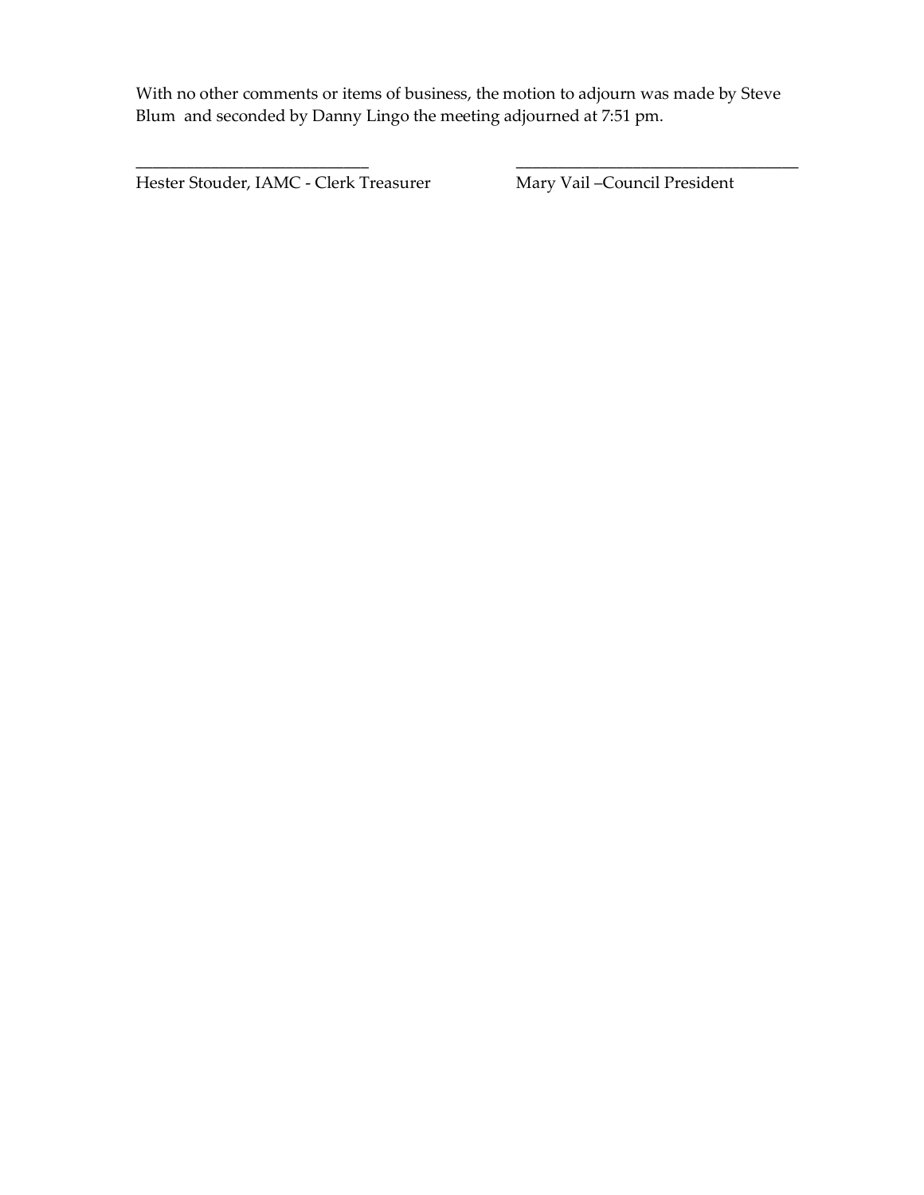With no other comments or items of business, the motion to adjourn was made by Steve Blum and seconded by Danny Lingo the meeting adjourned at 7:51 pm.

| | |
|---|---|
| ____________________________ | ____________________________ |
| Hester Stouder, IAMC - Clerk Treasurer | Mary Vail –Council President |